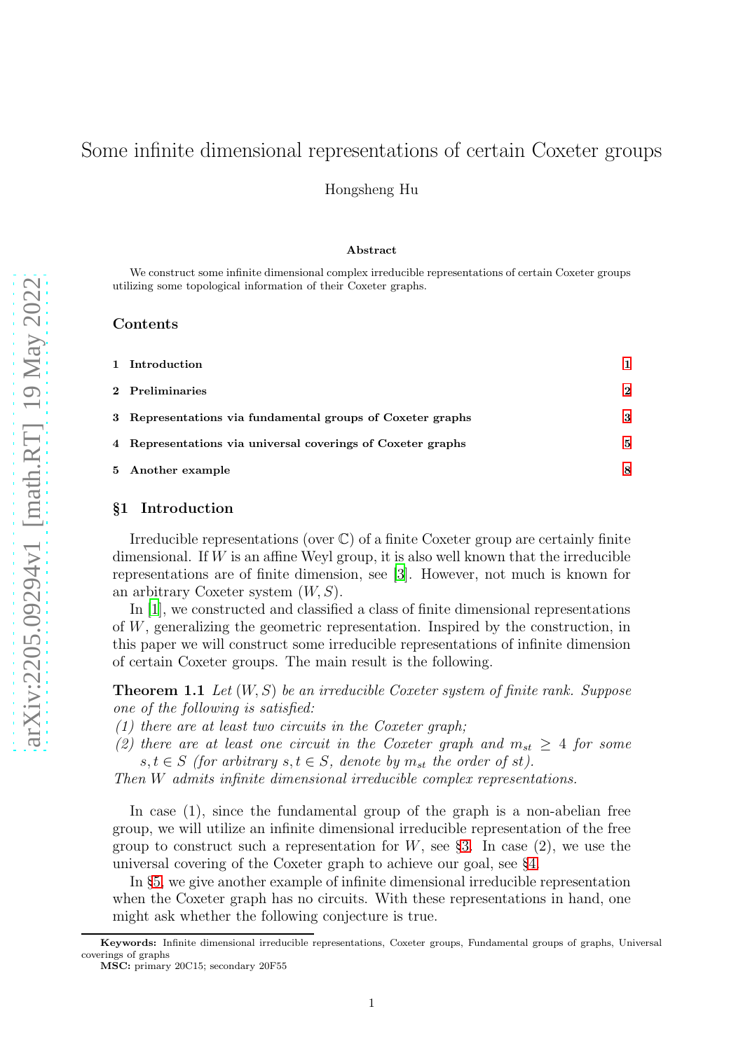# Some infinite dimensional representations of certain Coxeter groups

Hongsheng Hu

### Abstract

We construct some infinite dimensional complex irreducible representations of certain Coxeter groups utilizing some topological information of their Coxeter graphs.

### Contents

1 Introduction 1

2 Preliminaries 2

3 Representations via fundamental groups of Coxeter graphs 3

4 Representations via universal coverings of Coxeter graphs 5

5 Another example 8

## §1 Introduction

Irreducible representations (over $\mathbb{C}$) of a finite Coxeter group are certainly finite dimensional. If $W$ is an affine Weyl group, it is also well known that the irreducible representations are of finite dimension, see [3]. However, not much is known for an arbitrary Coxeter system $(W, S)$.

In [1], we constructed and classified a class of finite dimensional representations of $W$, generalizing the geometric representation. Inspired by the construction, in this paper we will construct some irreducible representations of infinite dimension of certain Coxeter groups. The main result is the following.

**Theorem 1.1** *Let $(W, S)$ be an irreducible Coxeter system of finite rank. Suppose one of the following is satisfied:*
*(1) there are at least two circuits in the Coxeter graph;*
*(2) there are at least one circuit in the Coxeter graph and $m_{st} \geq 4$ for some $s, t \in S$ (for arbitrary $s, t \in S$, denote by $m_{st}$ the order of $st$).*
*Then $W$ admits infinite dimensional irreducible complex representations.*

In case (1), since the fundamental group of the graph is a non-abelian free group, we will utilize an infinite dimensional irreducible representation of the free group to construct such a representation for $W$, see §3. In case (2), we use the universal covering of the Coxeter graph to achieve our goal, see §4.

In §5, we give another example of infinite dimensional irreducible representation when the Coxeter graph has no circuits. With these representations in hand, one might ask whether the following conjecture is true.

---

**Keywords:** Infinite dimensional irreducible representations, Coxeter groups, Fundamental groups of graphs, Universal coverings of graphs

**MSC:** primary 20C15; secondary 20F55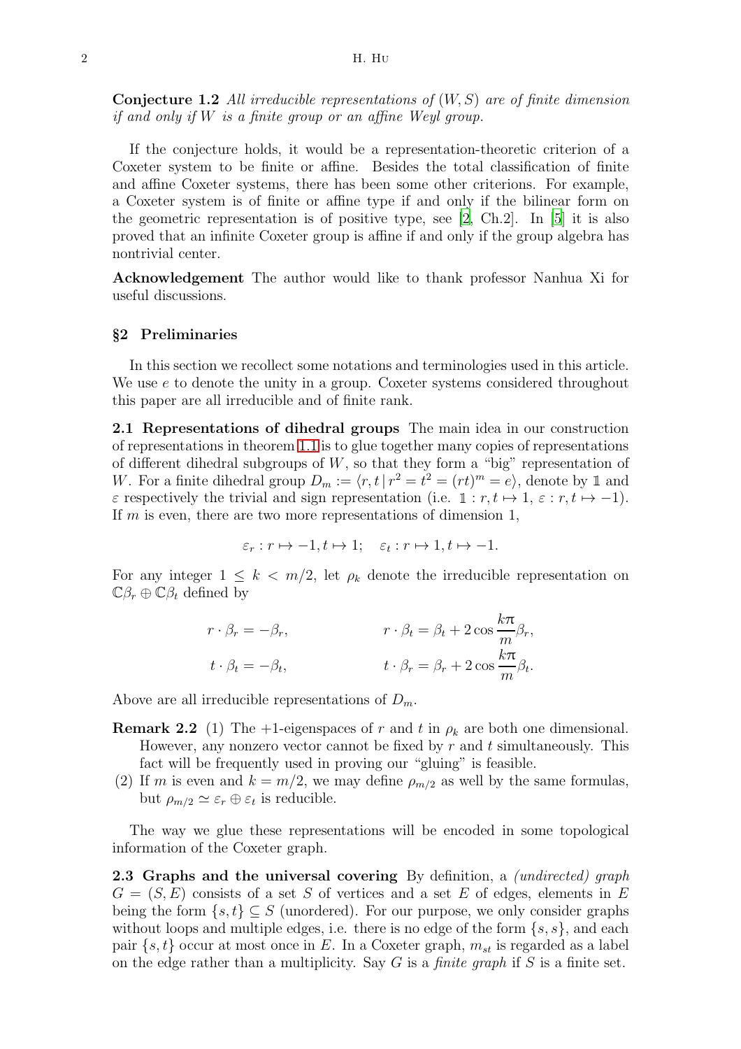**Conjecture 1.2** *All irreducible representations of $(W, S)$ are of finite dimension if and only if $W$ is a finite group or an affine Weyl group.*

If the conjecture holds, it would be a representation-theoretic criterion of a Coxeter system to be finite or affine. Besides the total classification of finite and affine Coxeter systems, there has been some other criterions. For example, a Coxeter system is of finite or affine type if and only if the bilinear form on the geometric representation is of positive type, see [2, Ch.2]. In [5] it is also proved that an infinite Coxeter group is affine if and only if the group algebra has nontrivial center.

**Acknowledgement** The author would like to thank professor Nanhua Xi for useful discussions.

## §2 Preliminaries

In this section we recollect some notations and terminologies used in this article. We use $e$ to denote the unity in a group. Coxeter systems considered throughout this paper are all irreducible and of finite rank.

**2.1 Representations of dihedral groups** The main idea in our construction of representations in theorem 1.1 is to glue together many copies of representations of different dihedral subgroups of $W$, so that they form a "big" representation of $W$. For a finite dihedral group $D_m := \langle r, t \,|\, r^2 = t^2 = (rt)^m = e\rangle$, denote by $\mathbb{1}$ and $\varepsilon$ respectively the trivial and sign representation (i.e. $\mathbb{1} : r, t \mapsto 1$, $\varepsilon : r, t \mapsto -1$). If $m$ is even, there are two more representations of dimension 1,

$$\varepsilon_r : r \mapsto -1, t \mapsto 1; \quad \varepsilon_t : r \mapsto 1, t \mapsto -1.$$

For any integer $1 \leq k < m/2$, let $\rho_k$ denote the irreducible representation on $\mathbb{C}\beta_r \oplus \mathbb{C}\beta_t$ defined by

$$r \cdot \beta_r = -\beta_r, \qquad r \cdot \beta_t = \beta_t + 2\cos\frac{k\pi}{m}\beta_r,$$

$$t \cdot \beta_t = -\beta_t, \qquad t \cdot \beta_r = \beta_r + 2\cos\frac{k\pi}{m}\beta_t.$$

Above are all irreducible representations of $D_m$.

**Remark 2.2** (1) The $+1$-eigenspaces of $r$ and $t$ in $\rho_k$ are both one dimensional. However, any nonzero vector cannot be fixed by $r$ and $t$ simultaneously. This fact will be frequently used in proving our "gluing" is feasible.

(2) If $m$ is even and $k = m/2$, we may define $\rho_{m/2}$ as well by the same formulas, but $\rho_{m/2} \simeq \varepsilon_r \oplus \varepsilon_t$ is reducible.

The way we glue these representations will be encoded in some topological information of the Coxeter graph.

**2.3 Graphs and the universal covering** By definition, a *(undirected) graph* $G = (S, E)$ consists of a set $S$ of vertices and a set $E$ of edges, elements in $E$ being the form $\{s, t\} \subseteq S$ (unordered). For our purpose, we only consider graphs without loops and multiple edges, i.e. there is no edge of the form $\{s, s\}$, and each pair $\{s, t\}$ occur at most once in $E$. In a Coxeter graph, $m_{st}$ is regarded as a label on the edge rather than a multiplicity. Say $G$ is a *finite graph* if $S$ is a finite set.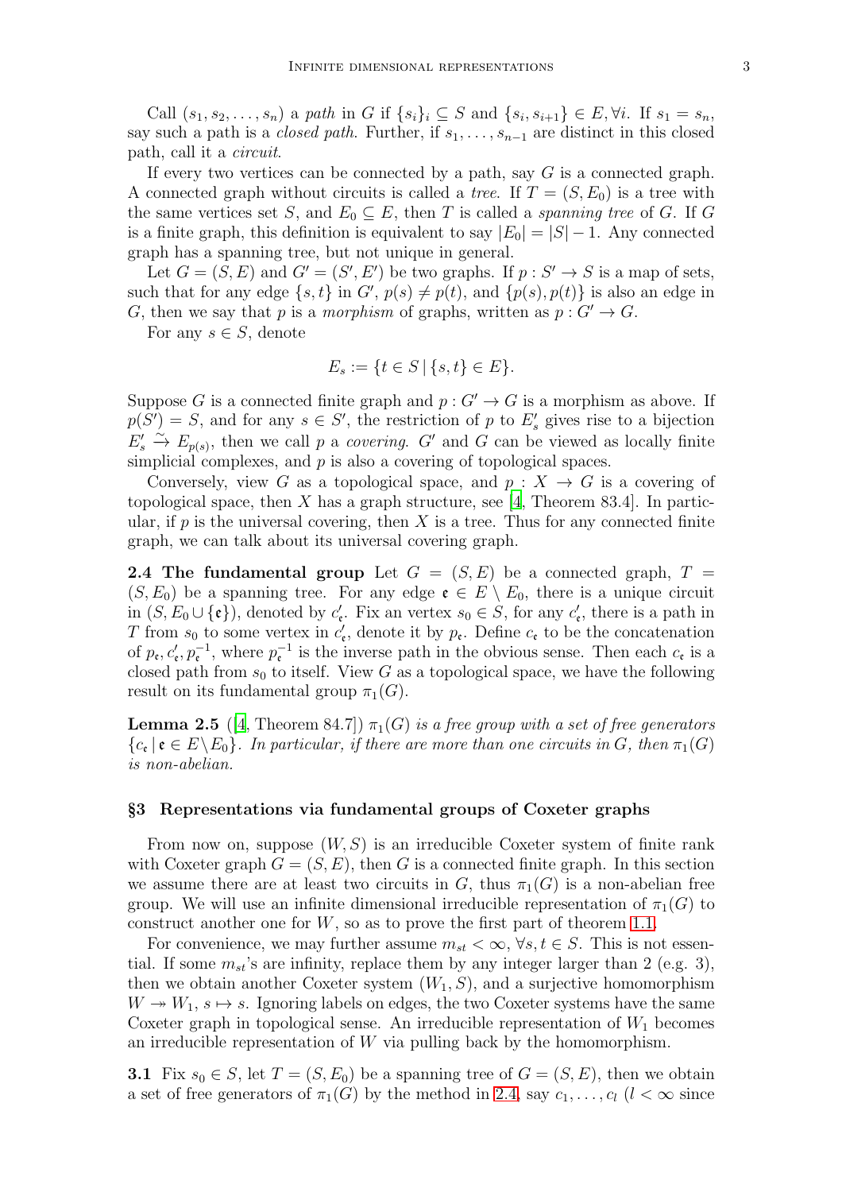Call $(s_1, s_2, \ldots, s_n)$ a *path* in $G$ if $\{s_i\}_i \subseteq S$ and $\{s_i, s_{i+1}\} \in E, \forall i$. If $s_1 = s_n$, say such a path is a *closed path*. Further, if $s_1, \ldots, s_{n-1}$ are distinct in this closed path, call it a *circuit*.

If every two vertices can be connected by a path, say $G$ is a connected graph. A connected graph without circuits is called a *tree*. If $T = (S, E_0)$ is a tree with the same vertices set $S$, and $E_0 \subseteq E$, then $T$ is called a *spanning tree* of $G$. If $G$ is a finite graph, this definition is equivalent to say $|E_0| = |S| - 1$. Any connected graph has a spanning tree, but not unique in general.

Let $G = (S, E)$ and $G' = (S', E')$ be two graphs. If $p : S' \to S$ is a map of sets, such that for any edge $\{s, t\}$ in $G'$, $p(s) \neq p(t)$, and $\{p(s), p(t)\}$ is also an edge in $G$, then we say that $p$ is a *morphism* of graphs, written as $p : G' \to G$.

For any $s \in S$, denote

$$E_s := \{t \in S \mid \{s, t\} \in E\}.$$

Suppose $G$ is a connected finite graph and $p : G' \to G$ is a morphism as above. If $p(S') = S$, and for any $s \in S'$, the restriction of $p$ to $E'_s$ gives rise to a bijection $E'_s \xrightarrow{\sim} E_{p(s)}$, then we call $p$ a *covering*. $G'$ and $G$ can be viewed as locally finite simplicial complexes, and $p$ is also a covering of topological spaces.

Conversely, view $G$ as a topological space, and $p : X \to G$ is a covering of topological space, then $X$ has a graph structure, see [4, Theorem 83.4]. In particular, if $p$ is the universal covering, then $X$ is a tree. Thus for any connected finite graph, we can talk about its universal covering graph.

**2.4 The fundamental group** Let $G = (S, E)$ be a connected graph, $T = (S, E_0)$ be a spanning tree. For any edge $\mathfrak{e} \in E \setminus E_0$, there is a unique circuit in $(S, E_0 \cup \{\mathfrak{e}\})$, denoted by $c'_{\mathfrak{e}}$. Fix an vertex $s_0 \in S$, for any $c'_{\mathfrak{e}}$, there is a path in $T$ from $s_0$ to some vertex in $c'_{\mathfrak{e}}$, denote it by $p_{\mathfrak{e}}$. Define $c_{\mathfrak{e}}$ to be the concatenation of $p_{\mathfrak{e}}, c'_{\mathfrak{e}}, p_{\mathfrak{e}}^{-1}$, where $p_{\mathfrak{e}}^{-1}$ is the inverse path in the obvious sense. Then each $c_{\mathfrak{e}}$ is a closed path from $s_0$ to itself. View $G$ as a topological space, we have the following result on its fundamental group $\pi_1(G)$.

**Lemma 2.5** ([4, Theorem 84.7]) *$\pi_1(G)$ is a free group with a set of free generators $\{c_{\mathfrak{e}} \mid \mathfrak{e} \in E \setminus E_0\}$. In particular, if there are more than one circuits in $G$, then $\pi_1(G)$ is non-abelian.*

## §3 Representations via fundamental groups of Coxeter graphs

From now on, suppose $(W, S)$ is an irreducible Coxeter system of finite rank with Coxeter graph $G = (S, E)$, then $G$ is a connected finite graph. In this section we assume there are at least two circuits in $G$, thus $\pi_1(G)$ is a non-abelian free group. We will use an infinite dimensional irreducible representation of $\pi_1(G)$ to construct another one for $W$, so as to prove the first part of theorem 1.1.

For convenience, we may further assume $m_{st} < \infty, \forall s, t \in S$. This is not essential. If some $m_{st}$'s are infinity, replace them by any integer larger than 2 (e.g. 3), then we obtain another Coxeter system $(W_1, S)$, and a surjective homomorphism $W \twoheadrightarrow W_1$, $s \mapsto s$. Ignoring labels on edges, the two Coxeter systems have the same Coxeter graph in topological sense. An irreducible representation of $W_1$ becomes an irreducible representation of $W$ via pulling back by the homomorphism.

**3.1** Fix $s_0 \in S$, let $T = (S, E_0)$ be a spanning tree of $G = (S, E)$, then we obtain a set of free generators of $\pi_1(G)$ by the method in 2.4, say $c_1, \ldots, c_l$ ($l < \infty$ since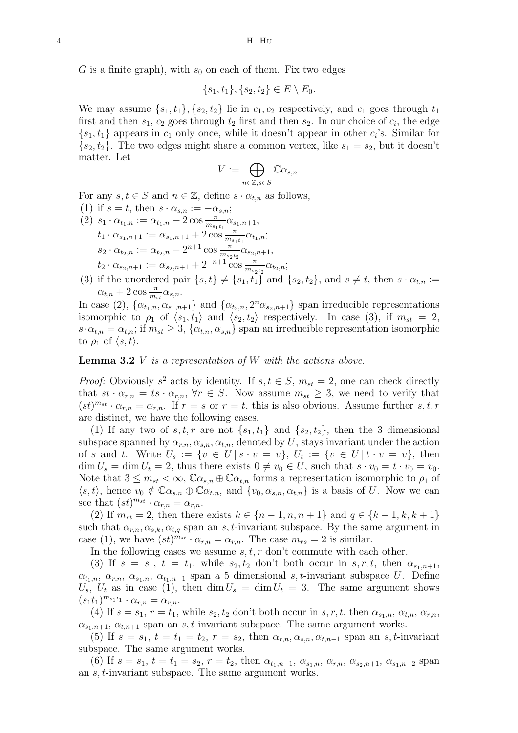$G$ is a finite graph), with $s_0$ on each of them. Fix two edges

$$\{s_1, t_1\}, \{s_2, t_2\} \in E \setminus E_0.$$

We may assume $\{s_1, t_1\}, \{s_2, t_2\}$ lie in $c_1, c_2$ respectively, and $c_1$ goes through $t_1$ first and then $s_1$, $c_2$ goes through $t_2$ first and then $s_2$. In our choice of $c_i$, the edge $\{s_1, t_1\}$ appears in $c_1$ only once, while it doesn't appear in other $c_i$'s. Similar for $\{s_2, t_2\}$. The two edges might share a common vertex, like $s_1 = s_2$, but it doesn't matter. Let

$$V := \bigoplus_{n \in \mathbb{Z}, s \in S} \mathbb{C}\alpha_{s,n}.$$

For any $s, t \in S$ and $n \in \mathbb{Z}$, define $s \cdot \alpha_{t,n}$ as follows,

(1) if $s = t$, then $s \cdot \alpha_{s,n} := -\alpha_{s,n}$;

(2) $s_1 \cdot \alpha_{t_1,n} := \alpha_{t_1,n} + 2\cos\frac{\pi}{m_{s_1t_1}}\alpha_{s_1,n+1}$,
$t_1 \cdot \alpha_{s_1,n+1} := \alpha_{s_1,n+1} + 2\cos\frac{\pi}{m_{s_1t_1}}\alpha_{t_1,n}$;
$s_2 \cdot \alpha_{t_2,n} := \alpha_{t_2,n} + 2^{n+1}\cos\frac{\pi}{m_{s_2t_2}}\alpha_{s_2,n+1}$,
$t_2 \cdot \alpha_{s_2,n+1} := \alpha_{s_2,n+1} + 2^{-n+1}\cos\frac{\pi}{m_{s_2t_2}}\alpha_{t_2,n}$;

(3) if the unordered pair $\{s, t\} \neq \{s_1, t_1\}$ and $\{s_2, t_2\}$, and $s \neq t$, then $s \cdot \alpha_{t,n} := \alpha_{t,n} + 2\cos\frac{\pi}{m_{st}}\alpha_{s,n}$.

In case (2), $\{\alpha_{t_1,n}, \alpha_{s_1,n+1}\}$ and $\{\alpha_{t_2,n}, 2^n\alpha_{s_2,n+1}\}$ span irreducible representations isomorphic to $\rho_1$ of $\langle s_1, t_1\rangle$ and $\langle s_2, t_2\rangle$ respectively. In case (3), if $m_{st} = 2$, $s\cdot\alpha_{t,n} = \alpha_{t,n}$; if $m_{st} \geq 3$, $\{\alpha_{t,n}, \alpha_{s,n}\}$ span an irreducible representation isomorphic to $\rho_1$ of $\langle s, t\rangle$.

**Lemma 3.2** *$V$ is a representation of $W$ with the actions above.*

*Proof:* Obviously $s^2$ acts by identity. If $s, t \in S$, $m_{st} = 2$, one can check directly that $st \cdot \alpha_{r,n} = ts \cdot \alpha_{r,n}$, $\forall r \in S$. Now assume $m_{st} \geq 3$, we need to verify that $(st)^{m_{st}} \cdot \alpha_{r,n} = \alpha_{r,n}$. If $r = s$ or $r = t$, this is also obvious. Assume further $s, t, r$ are distinct, we have the following cases.

(1) If any two of $s, t, r$ are not $\{s_1, t_1\}$ and $\{s_2, t_2\}$, then the 3 dimensional subspace spanned by $\alpha_{r,n}, \alpha_{s,n}, \alpha_{t,n}$, denoted by $U$, stays invariant under the action of $s$ and $t$. Write $U_s := \{v \in U \mid s \cdot v = v\}$, $U_t := \{v \in U \mid t \cdot v = v\}$, then $\dim U_s = \dim U_t = 2$, thus there exists $0 \neq v_0 \in U$, such that $s \cdot v_0 = t \cdot v_0 = v_0$. Note that $3 \leq m_{st} < \infty$, $\mathbb{C}\alpha_{s,n} \oplus \mathbb{C}\alpha_{t,n}$ forms a representation isomorphic to $\rho_1$ of $\langle s, t\rangle$, hence $v_0 \notin \mathbb{C}\alpha_{s,n} \oplus \mathbb{C}\alpha_{t,n}$, and $\{v_0, \alpha_{s,n}, \alpha_{t,n}\}$ is a basis of $U$. Now we can see that $(st)^{m_{st}} \cdot \alpha_{r,n} = \alpha_{r,n}$.

(2) If $m_{rt} = 2$, then there exists $k \in \{n-1, n, n+1\}$ and $q \in \{k-1, k, k+1\}$ such that $\alpha_{r,n}, \alpha_{s,k}, \alpha_{t,q}$ span an $s, t$-invariant subspace. By the same argument in case (1), we have $(st)^{m_{st}} \cdot \alpha_{r,n} = \alpha_{r,n}$. The case $m_{rs} = 2$ is similar.

In the following cases we assume $s, t, r$ don't commute with each other.

(3) If $s = s_1$, $t = t_1$, while $s_2, t_2$ don't both occur in $s, r, t$, then $\alpha_{s_1,n+1}$, $\alpha_{t_1,n}$, $\alpha_{r,n}$, $\alpha_{s_1,n}$, $\alpha_{t_1,n-1}$ span a 5 dimensional $s, t$-invariant subspace $U$. Define $U_s$, $U_t$ as in case (1), then $\dim U_s = \dim U_t = 3$. The same argument shows $(s_1t_1)^{m_{s_1t_1}} \cdot \alpha_{r,n} = \alpha_{r,n}$.

(4) If $s = s_1$, $r = t_1$, while $s_2, t_2$ don't both occur in $s, r, t$, then $\alpha_{s_1,n}$, $\alpha_{t,n}$, $\alpha_{r,n}$, $\alpha_{s_1,n+1}$, $\alpha_{t,n+1}$ span an $s, t$-invariant subspace. The same argument works.

(5) If $s = s_1$, $t = t_1 = t_2$, $r = s_2$, then $\alpha_{r,n}, \alpha_{s,n}, \alpha_{t,n-1}$ span an $s, t$-invariant subspace. The same argument works.

(6) If $s = s_1$, $t = t_1 = s_2$, $r = t_2$, then $\alpha_{t_1,n-1}$, $\alpha_{s_1,n}$, $\alpha_{r,n}$, $\alpha_{s_2,n+1}$, $\alpha_{s_1,n+2}$ span an $s, t$-invariant subspace. The same argument works.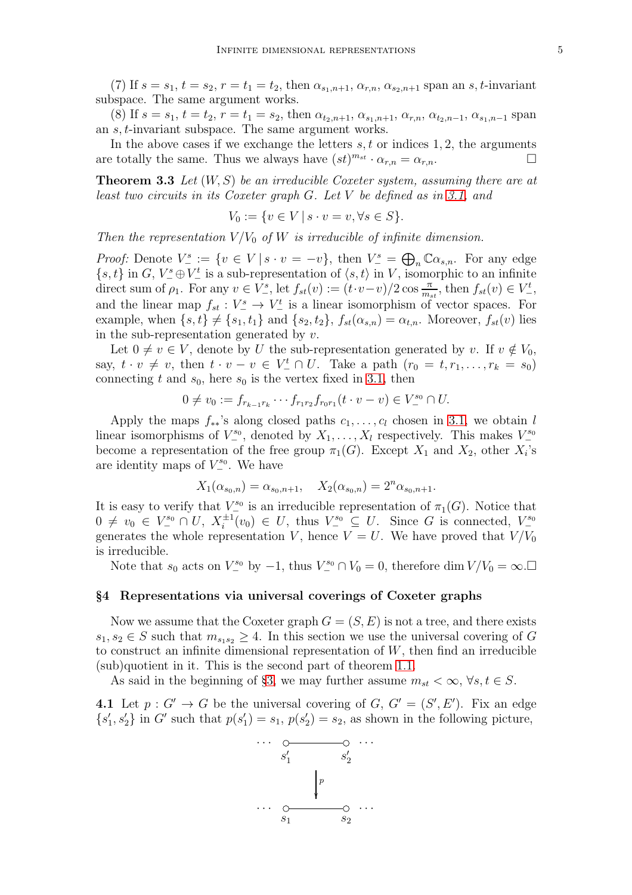(7) If $s = s_1$, $t = s_2$, $r = t_1 = t_2$, then $\alpha_{s_1,n+1}$, $\alpha_{r,n}$, $\alpha_{s_2,n+1}$ span an $s,t$-invariant subspace. The same argument works.

(8) If $s = s_1$, $t = t_2$, $r = t_1 = s_2$, then $\alpha_{t_2,n+1}$, $\alpha_{s_1,n+1}$, $\alpha_{r,n}$, $\alpha_{t_2,n-1}$, $\alpha_{s_1,n-1}$ span an $s,t$-invariant subspace. The same argument works.

In the above cases if we exchange the letters $s,t$ or indices $1,2$, the arguments are totally the same. Thus we always have $(st)^{m_{st}} \cdot \alpha_{r,n} = \alpha_{r,n}$. $\square$

**Theorem 3.3** *Let $(W,S)$ be an irreducible Coxeter system, assuming there are at least two circuits in its Coxeter graph $G$. Let $V$ be defined as in 3.1, and*

$$V_0 := \{v \in V \mid s \cdot v = v, \forall s \in S\}.$$

*Then the representation $V/V_0$ of $W$ is irreducible of infinite dimension.*

*Proof:* Denote $V_-^s := \{v \in V \mid s \cdot v = -v\}$, then $V_-^s = \bigoplus_n \mathbb{C}\alpha_{s,n}$. For any edge $\{s,t\}$ in $G$, $V_-^s \oplus V_-^t$ is a sub-representation of $\langle s,t \rangle$ in $V$, isomorphic to an infinite direct sum of $\rho_1$. For any $v \in V_-^s$, let $f_{st}(v) := (t \cdot v - v)/2\cos\frac{\pi}{m_{st}}$, then $f_{st}(v) \in V_-^t$, and the linear map $f_{st} : V_-^s \to V_-^t$ is a linear isomorphism of vector spaces. For example, when $\{s,t\} \neq \{s_1,t_1\}$ and $\{s_2,t_2\}$, $f_{st}(\alpha_{s,n}) = \alpha_{t,n}$. Moreover, $f_{st}(v)$ lies in the sub-representation generated by $v$.

Let $0 \neq v \in V$, denote by $U$ the sub-representation generated by $v$. If $v \notin V_0$, say, $t \cdot v \neq v$, then $t \cdot v - v \in V_-^t \cap U$. Take a path $(r_0 = t, r_1, \ldots, r_k = s_0)$ connecting $t$ and $s_0$, here $s_0$ is the vertex fixed in 3.1, then

$$0 \neq v_0 := f_{r_{k-1}r_k} \cdots f_{r_1r_2} f_{r_0r_1}(t \cdot v - v) \in V_-^{s_0} \cap U.$$

Apply the maps $f_{**}$'s along closed paths $c_1, \ldots, c_l$ chosen in 3.1, we obtain $l$ linear isomorphisms of $V_-^{s_0}$, denoted by $X_1, \ldots, X_l$ respectively. This makes $V_-^{s_0}$ become a representation of the free group $\pi_1(G)$. Except $X_1$ and $X_2$, other $X_i$'s are identity maps of $V_-^{s_0}$. We have

$$X_1(\alpha_{s_0,n}) = \alpha_{s_0,n+1}, \quad X_2(\alpha_{s_0,n}) = 2^n \alpha_{s_0,n+1}.$$

It is easy to verify that $V_-^{s_0}$ is an irreducible representation of $\pi_1(G)$. Notice that $0 \neq v_0 \in V_-^{s_0} \cap U$, $X_i^{\pm 1}(v_0) \in U$, thus $V_-^{s_0} \subseteq U$. Since $G$ is connected, $V_-^{s_0}$ generates the whole representation $V$, hence $V = U$. We have proved that $V/V_0$ is irreducible.

Note that $s_0$ acts on $V_-^{s_0}$ by $-1$, thus $V_-^{s_0} \cap V_0 = 0$, therefore $\dim V/V_0 = \infty$. $\square$

## §4 Representations via universal coverings of Coxeter graphs

Now we assume that the Coxeter graph $G = (S,E)$ is not a tree, and there exists $s_1, s_2 \in S$ such that $m_{s_1s_2} \geq 4$. In this section we use the universal covering of $G$ to construct an infinite dimensional representation of $W$, then find an irreducible (sub)quotient in it. This is the second part of theorem 1.1.

As said in the beginning of §3, we may further assume $m_{st} < \infty$, $\forall s,t \in S$.

**4.1** Let $p : G' \to G$ be the universal covering of $G$, $G' = (S',E')$. Fix an edge $\{s_1', s_2'\}$ in $G'$ such that $p(s_1') = s_1$, $p(s_2') = s_2$, as shown in the following picture,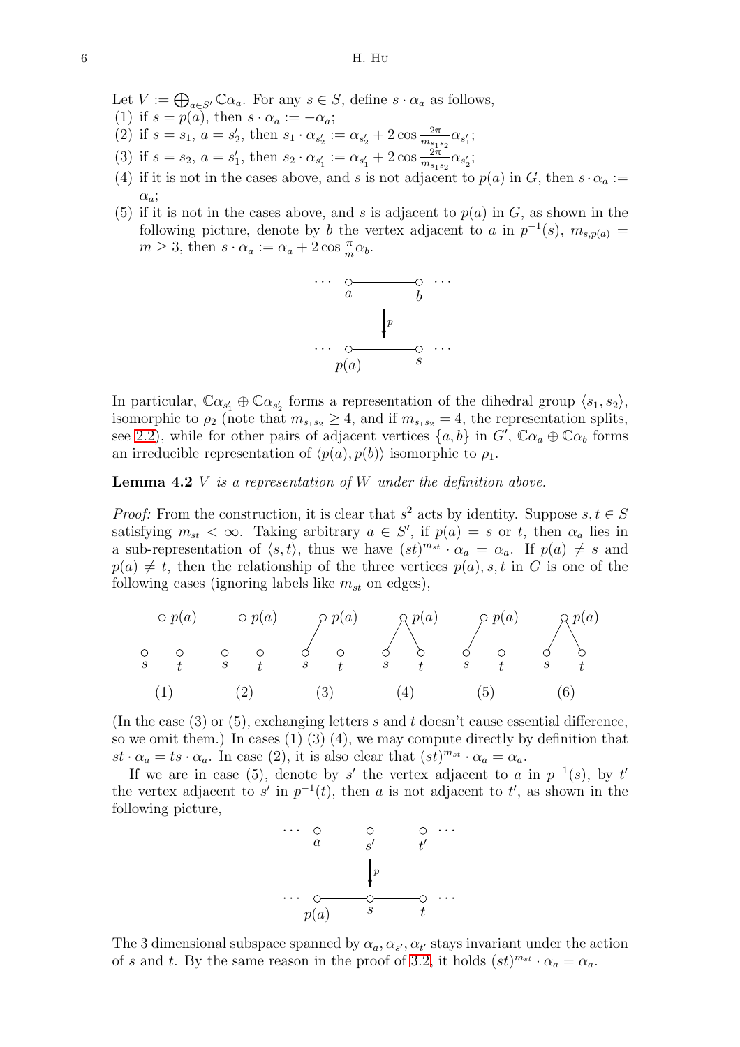Let $V := \bigoplus_{a \in S'} \mathbb{C}\alpha_a$. For any $s \in S$, define $s \cdot \alpha_a$ as follows,

(1) if $s = p(a)$, then $s \cdot \alpha_a := -\alpha_a$;

(2) if $s = s_1$, $a = s_2'$, then $s_1 \cdot \alpha_{s_2'} := \alpha_{s_2'} + 2\cos\frac{2\pi}{m_{s_1 s_2}}\alpha_{s_1'}$;

(3) if $s = s_2$, $a = s_1'$, then $s_2 \cdot \alpha_{s_1'} := \alpha_{s_1'} + 2\cos\frac{2\pi}{m_{s_1 s_2}}\alpha_{s_2'}$;

(4) if it is not in the cases above, and $s$ is not adjacent to $p(a)$ in $G$, then $s \cdot \alpha_a := \alpha_a$;

(5) if it is not in the cases above, and $s$ is adjacent to $p(a)$ in $G$, as shown in the following picture, denote by $b$ the vertex adjacent to $a$ in $p^{-1}(s)$, $m_{s,p(a)} = m \geq 3$, then $s \cdot \alpha_a := \alpha_a + 2\cos\frac{\pi}{m}\alpha_b$.

In particular, $\mathbb{C}\alpha_{s_1'} \oplus \mathbb{C}\alpha_{s_2'}$ forms a representation of the dihedral group $\langle s_1, s_2 \rangle$, isomorphic to $\rho_2$ (note that $m_{s_1 s_2} \geq 4$, and if $m_{s_1 s_2} = 4$, the representation splits, see 2.2), while for other pairs of adjacent vertices $\{a, b\}$ in $G'$, $\mathbb{C}\alpha_a \oplus \mathbb{C}\alpha_b$ forms an irreducible representation of $\langle p(a), p(b) \rangle$ isomorphic to $\rho_1$.

**Lemma 4.2** *$V$ is a representation of $W$ under the definition above.*

*Proof:* From the construction, it is clear that $s^2$ acts by identity. Suppose $s, t \in S$ satisfying $m_{st} < \infty$. Taking arbitrary $a \in S'$, if $p(a) = s$ or $t$, then $\alpha_a$ lies in a sub-representation of $\langle s, t \rangle$, thus we have $(st)^{m_{st}} \cdot \alpha_a = \alpha_a$. If $p(a) \neq s$ and $p(a) \neq t$, then the relationship of the three vertices $p(a), s, t$ in $G$ is one of the following cases (ignoring labels like $m_{st}$ on edges),

(In the case (3) or (5), exchanging letters $s$ and $t$ doesn't cause essential difference, so we omit them.) In cases (1) (3) (4), we may compute directly by definition that $st \cdot \alpha_a = ts \cdot \alpha_a$. In case (2), it is also clear that $(st)^{m_{st}} \cdot \alpha_a = \alpha_a$.

If we are in case (5), denote by $s'$ the vertex adjacent to $a$ in $p^{-1}(s)$, by $t'$ the vertex adjacent to $s'$ in $p^{-1}(t)$, then $a$ is not adjacent to $t'$, as shown in the following picture,

The 3 dimensional subspace spanned by $\alpha_a, \alpha_{s'}, \alpha_{t'}$ stays invariant under the action of $s$ and $t$. By the same reason in the proof of 3.2, it holds $(st)^{m_{st}} \cdot \alpha_a = \alpha_a$.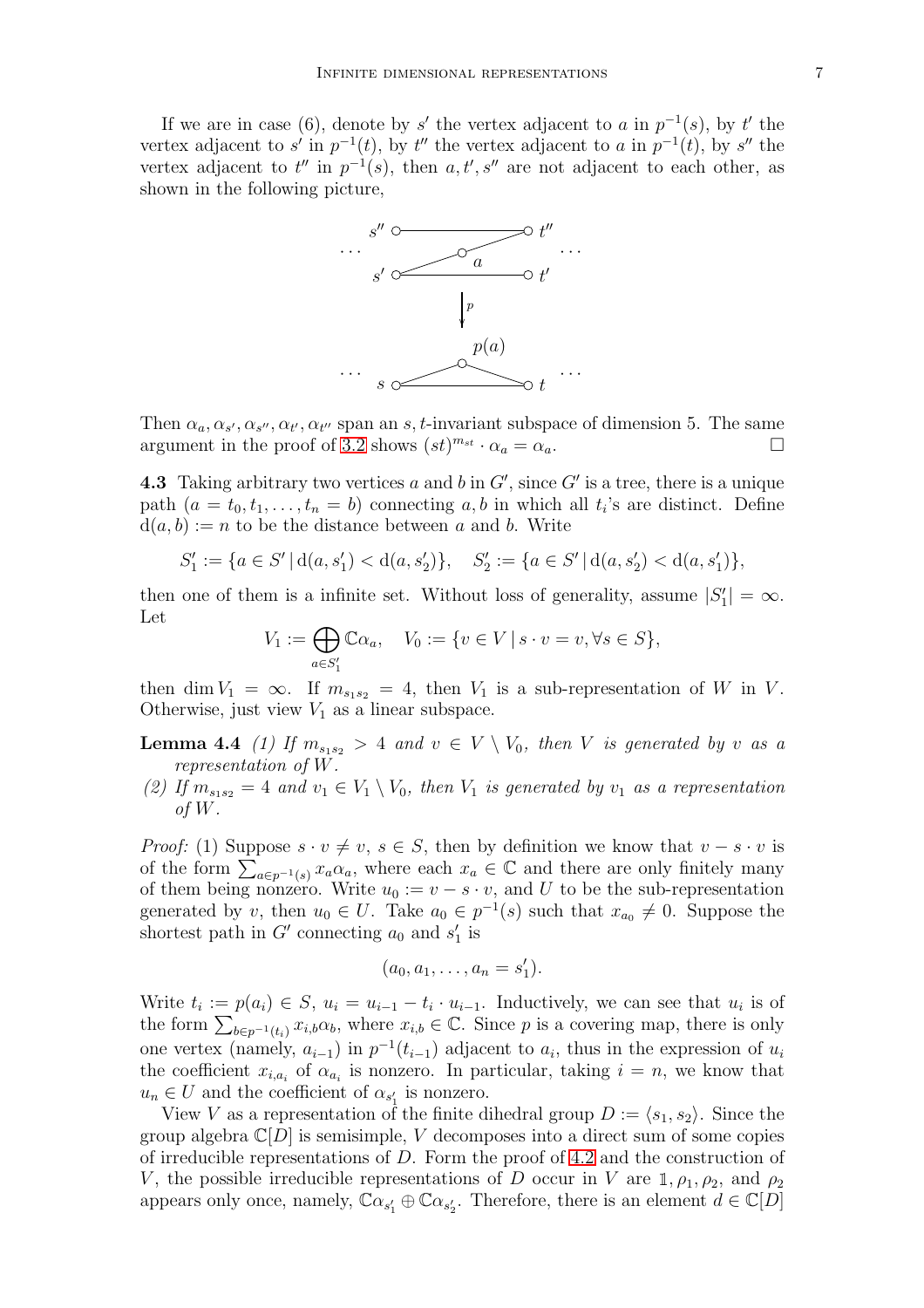If we are in case (6), denote by $s'$ the vertex adjacent to $a$ in $p^{-1}(s)$, by $t'$ the vertex adjacent to $s'$ in $p^{-1}(t)$, by $t''$ the vertex adjacent to $a$ in $p^{-1}(t)$, by $s''$ the vertex adjacent to $t''$ in $p^{-1}(s)$, then $a, t', s''$ are not adjacent to each other, as shown in the following picture,

Then $\alpha_a, \alpha_{s'}, \alpha_{s''}, \alpha_{t'}, \alpha_{t''}$ span an $s,t$-invariant subspace of dimension 5. The same argument in the proof of 3.2 shows $(st)^{m_{st}} \cdot \alpha_a = \alpha_a$. $\square$

**4.3** Taking arbitrary two vertices $a$ and $b$ in $G'$, since $G'$ is a tree, there is a unique path $(a = t_0, t_1, \ldots, t_n = b)$ connecting $a, b$ in which all $t_i$'s are distinct. Define $\mathrm{d}(a,b) := n$ to be the distance between $a$ and $b$. Write

$$S'_1 := \{a \in S' \mid \mathrm{d}(a, s'_1) < \mathrm{d}(a, s'_2)\}, \quad S'_2 := \{a \in S' \mid \mathrm{d}(a, s'_2) < \mathrm{d}(a, s'_1)\},$$

then one of them is a infinite set. Without loss of generality, assume $|S'_1| = \infty$. Let

$$V_1 := \bigoplus_{a \in S'_1} \mathbb{C}\alpha_a, \quad V_0 := \{v \in V \mid s \cdot v = v, \forall s \in S\},$$

then $\dim V_1 = \infty$. If $m_{s_1 s_2} = 4$, then $V_1$ is a sub-representation of $W$ in $V$. Otherwise, just view $V_1$ as a linear subspace.

**Lemma 4.4** *(1) If $m_{s_1 s_2} > 4$ and $v \in V \setminus V_0$, then $V$ is generated by $v$ as a representation of $W$.*

*(2) If $m_{s_1 s_2} = 4$ and $v_1 \in V_1 \setminus V_0$, then $V_1$ is generated by $v_1$ as a representation of $W$.*

*Proof:* (1) Suppose $s \cdot v \neq v$, $s \in S$, then by definition we know that $v - s \cdot v$ is of the form $\sum_{a \in p^{-1}(s)} x_a \alpha_a$, where each $x_a \in \mathbb{C}$ and there are only finitely many of them being nonzero. Write $u_0 := v - s \cdot v$, and $U$ to be the sub-representation generated by $v$, then $u_0 \in U$. Take $a_0 \in p^{-1}(s)$ such that $x_{a_0} \neq 0$. Suppose the shortest path in $G'$ connecting $a_0$ and $s'_1$ is

$$(a_0, a_1, \ldots, a_n = s'_1).$$

Write $t_i := p(a_i) \in S$, $u_i = u_{i-1} - t_i \cdot u_{i-1}$. Inductively, we can see that $u_i$ is of the form $\sum_{b \in p^{-1}(t_i)} x_{i,b} \alpha_b$, where $x_{i,b} \in \mathbb{C}$. Since $p$ is a covering map, there is only one vertex (namely, $a_{i-1}$) in $p^{-1}(t_{i-1})$ adjacent to $a_i$, thus in the expression of $u_i$ the coefficient $x_{i,a_i}$ of $\alpha_{a_i}$ is nonzero. In particular, taking $i = n$, we know that $u_n \in U$ and the coefficient of $\alpha_{s'_1}$ is nonzero.

View $V$ as a representation of the finite dihedral group $D := \langle s_1, s_2 \rangle$. Since the group algebra $\mathbb{C}[D]$ is semisimple, $V$ decomposes into a direct sum of some copies of irreducible representations of $D$. Form the proof of 4.2 and the construction of $V$, the possible irreducible representations of $D$ occur in $V$ are $\mathbb{1}, \rho_1, \rho_2$, and $\rho_2$ appears only once, namely, $\mathbb{C}\alpha_{s'_1} \oplus \mathbb{C}\alpha_{s'_2}$. Therefore, there is an element $d \in \mathbb{C}[D]$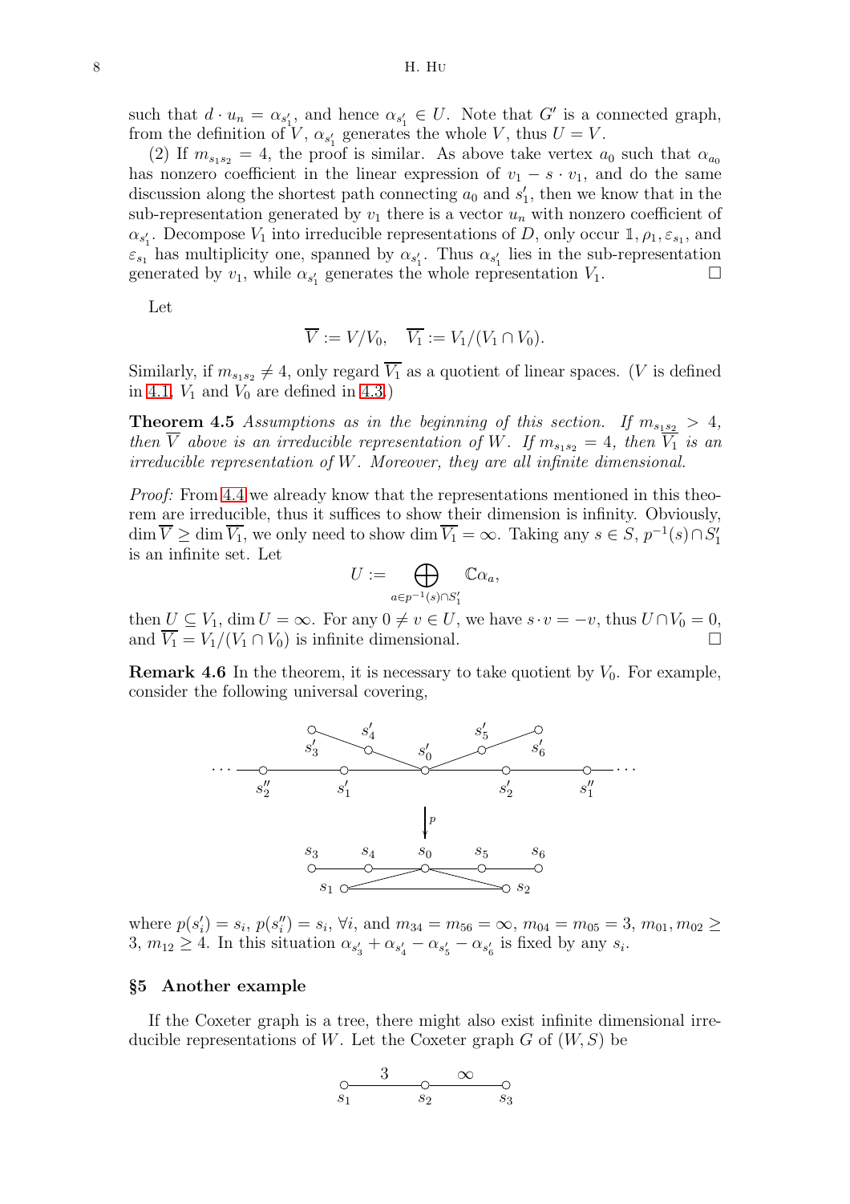such that $d \cdot u_n = \alpha_{s_1'}$, and hence $\alpha_{s_1'} \in U$. Note that $G'$ is a connected graph, from the definition of $V$, $\alpha_{s_1'}$ generates the whole $V$, thus $U = V$.

(2) If $m_{s_1 s_2} = 4$, the proof is similar. As above take vertex $a_0$ such that $\alpha_{a_0}$ has nonzero coefficient in the linear expression of $v_1 - s \cdot v_1$, and do the same discussion along the shortest path connecting $a_0$ and $s_1'$, then we know that in the sub-representation generated by $v_1$ there is a vector $u_n$ with nonzero coefficient of $\alpha_{s_1'}$. Decompose $V_1$ into irreducible representations of $D$, only occur $\mathbb{1}, \rho_1, \varepsilon_{s_1}$, and $\varepsilon_{s_1}$ has multiplicity one, spanned by $\alpha_{s_1'}$. Thus $\alpha_{s_1'}$ lies in the sub-representation generated by $v_1$, while $\alpha_{s_1'}$ generates the whole representation $V_1$. $\square$

Let

$$\overline{V} := V/V_0, \quad \overline{V_1} := V_1/(V_1 \cap V_0).$$

Similarly, if $m_{s_1 s_2} \neq 4$, only regard $\overline{V_1}$ as a quotient of linear spaces. ($V$ is defined in 4.1, $V_1$ and $V_0$ are defined in 4.3.)

**Theorem 4.5** *Assumptions as in the beginning of this section. If $m_{s_1 s_2} > 4$, then $\overline{V}$ above is an irreducible representation of $W$. If $m_{s_1 s_2} = 4$, then $\overline{V_1}$ is an irreducible representation of $W$. Moreover, they are all infinite dimensional.*

*Proof:* From 4.4 we already know that the representations mentioned in this theorem are irreducible, thus it suffices to show their dimension is infinity. Obviously, $\dim \overline{V} \geq \dim \overline{V_1}$, we only need to show $\dim \overline{V_1} = \infty$. Taking any $s \in S$, $p^{-1}(s) \cap S_1'$ is an infinite set. Let

$$U := \bigoplus_{a \in p^{-1}(s) \cap S_1'} \mathbb{C}\alpha_a,$$

then $U \subseteq V_1$, $\dim U = \infty$. For any $0 \neq v \in U$, we have $s \cdot v = -v$, thus $U \cap V_0 = 0$, and $\overline{V_1} = V_1/(V_1 \cap V_0)$ is infinite dimensional. $\square$

**Remark 4.6** In the theorem, it is necessary to take quotient by $V_0$. For example, consider the following universal covering,

where $p(s_i') = s_i$, $p(s_i'') = s_i$, $\forall i$, and $m_{34} = m_{56} = \infty$, $m_{04} = m_{05} = 3$, $m_{01}, m_{02} \geq 3$, $m_{12} \geq 4$. In this situation $\alpha_{s_3'} + \alpha_{s_4'} - \alpha_{s_5'} - \alpha_{s_6'}$ is fixed by any $s_i$.

## §5 Another example

If the Coxeter graph is a tree, there might also exist infinite dimensional irreducible representations of $W$. Let the Coxeter graph $G$ of $(W, S)$ be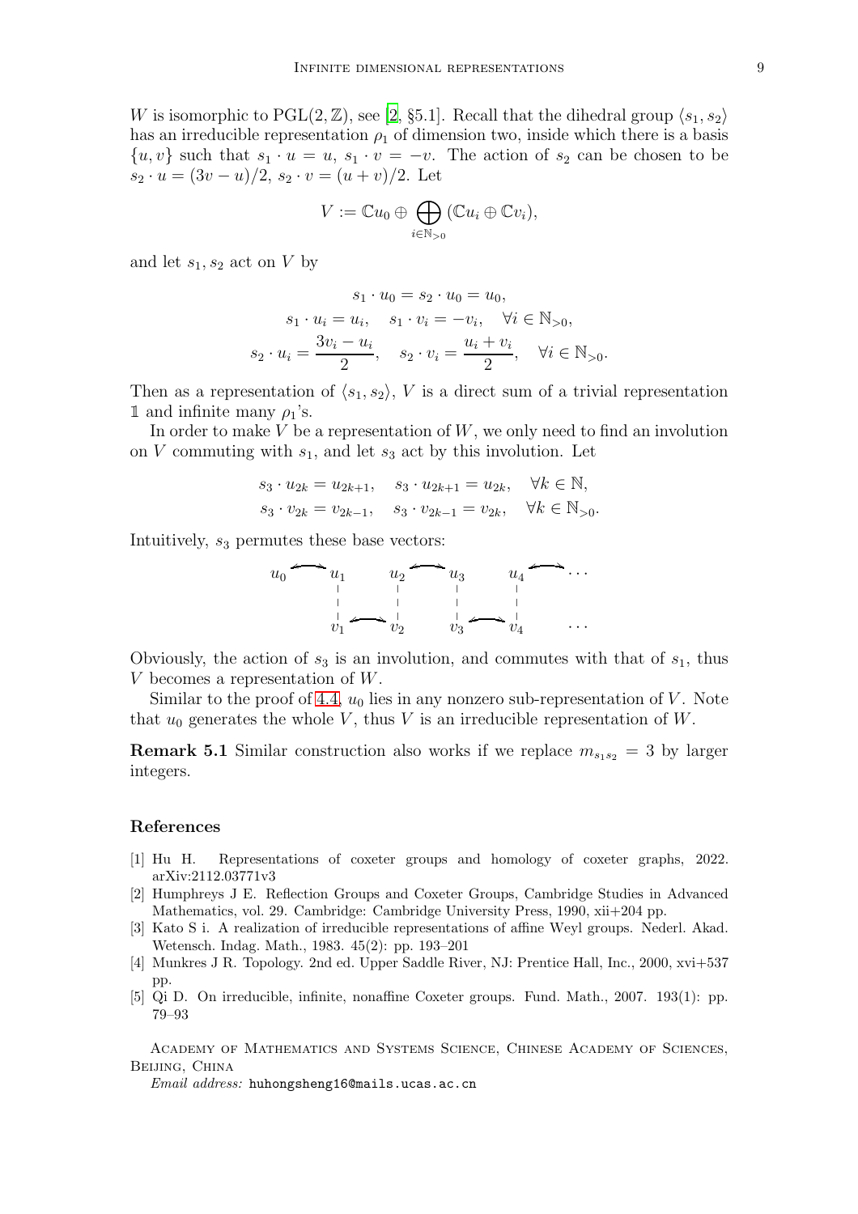$W$ is isomorphic to $\mathrm{PGL}(2, \mathbb{Z})$, see [2, §5.1]. Recall that the dihedral group $\langle s_1, s_2 \rangle$ has an irreducible representation $\rho_1$ of dimension two, inside which there is a basis $\{u, v\}$ such that $s_1 \cdot u = u$, $s_1 \cdot v = -v$. The action of $s_2$ can be chosen to be $s_2 \cdot u = (3v - u)/2$, $s_2 \cdot v = (u + v)/2$. Let

$$V := \mathbb{C}u_0 \oplus \bigoplus_{i \in \mathbb{N}_{>0}} (\mathbb{C}u_i \oplus \mathbb{C}v_i),$$

and let $s_1, s_2$ act on $V$ by

$$\begin{gathered}
s_1 \cdot u_0 = s_2 \cdot u_0 = u_0, \\
s_1 \cdot u_i = u_i, \quad s_1 \cdot v_i = -v_i, \quad \forall i \in \mathbb{N}_{>0}, \\
s_2 \cdot u_i = \frac{3v_i - u_i}{2}, \quad s_2 \cdot v_i = \frac{u_i + v_i}{2}, \quad \forall i \in \mathbb{N}_{>0}.
\end{gathered}$$

Then as a representation of $\langle s_1, s_2 \rangle$, $V$ is a direct sum of a trivial representation $\mathbb{1}$ and infinite many $\rho_1$'s.

In order to make $V$ be a representation of $W$, we only need to find an involution on $V$ commuting with $s_1$, and let $s_3$ act by this involution. Let

$$\begin{aligned}
&s_3 \cdot u_{2k} = u_{2k+1}, \quad s_3 \cdot u_{2k+1} = u_{2k}, \quad \forall k \in \mathbb{N}, \\
&s_3 \cdot v_{2k} = v_{2k-1}, \quad s_3 \cdot v_{2k-1} = v_{2k}, \quad \forall k \in \mathbb{N}_{>0}.
\end{aligned}$$

Intuitively, $s_3$ permutes these base vectors:

$$\begin{array}{ccccccc}
u_0 \longleftrightarrow & u_1 & & u_2 & \longleftrightarrow u_3 & & u_4 \longleftrightarrow \cdots \\
 & \vdots & & \vdots & \vdots & & \vdots \\
 & v_1 & \longleftrightarrow & v_2 & v_3 & \longleftrightarrow & v_4 \quad \cdots
\end{array}$$

Obviously, the action of $s_3$ is an involution, and commutes with that of $s_1$, thus $V$ becomes a representation of $W$.

Similar to the proof of 4.4, $u_0$ lies in any nonzero sub-representation of $V$. Note that $u_0$ generates the whole $V$, thus $V$ is an irreducible representation of $W$.

**Remark 5.1** Similar construction also works if we replace $m_{s_1 s_2} = 3$ by larger integers.

## References

[1] Hu H. Representations of coxeter groups and homology of coxeter graphs, 2022. arXiv:2112.03771v3

[2] Humphreys J E. Reflection Groups and Coxeter Groups, Cambridge Studies in Advanced Mathematics, vol. 29. Cambridge: Cambridge University Press, 1990, xii+204 pp.

[3] Kato S i. A realization of irreducible representations of affine Weyl groups. Nederl. Akad. Wetensch. Indag. Math., 1983. 45(2): pp. 193–201

[4] Munkres J R. Topology. 2nd ed. Upper Saddle River, NJ: Prentice Hall, Inc., 2000, xvi+537 pp.

[5] Qi D. On irreducible, infinite, nonaffine Coxeter groups. Fund. Math., 2007. 193(1): pp. 79–93

Academy of Mathematics and Systems Science, Chinese Academy of Sciences, Beijing, China

*Email address:* huhongsheng16@mails.ucas.ac.cn